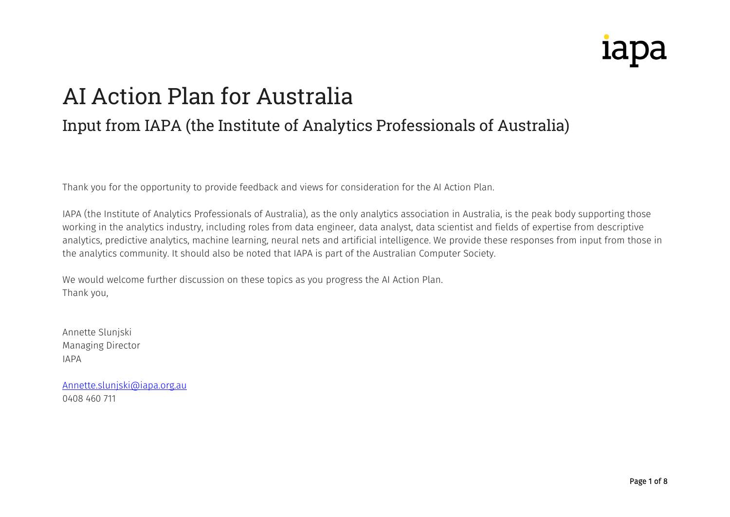iapa

# AI Action Plan for Australia

## Input from IAPA (the Institute of Analytics Professionals of Australia)

Thank you for the opportunity to provide feedback and views for consideration for the AI Action Plan.

IAPA (the Institute of Analytics Professionals of Australia), as the only analytics association in Australia, is the peak body supporting those working in the analytics industry, including roles from data engineer, data analyst, data scientist and fields of expertise from descriptive analytics, predictive analytics, machine learning, neural nets and artificial intelligence. We provide these responses from input from those in the analytics community. It should also be noted that IAPA is part of the Australian Computer Society.

We would welcome further discussion on these topics as you progress the AI Action Plan.
Thank you,

Annette Slunjski
Managing Director
IAPA

[Annette.slunjski@iapa.org.au](mailto:Annette.slunjski@iapa.org.au)
0408 460 711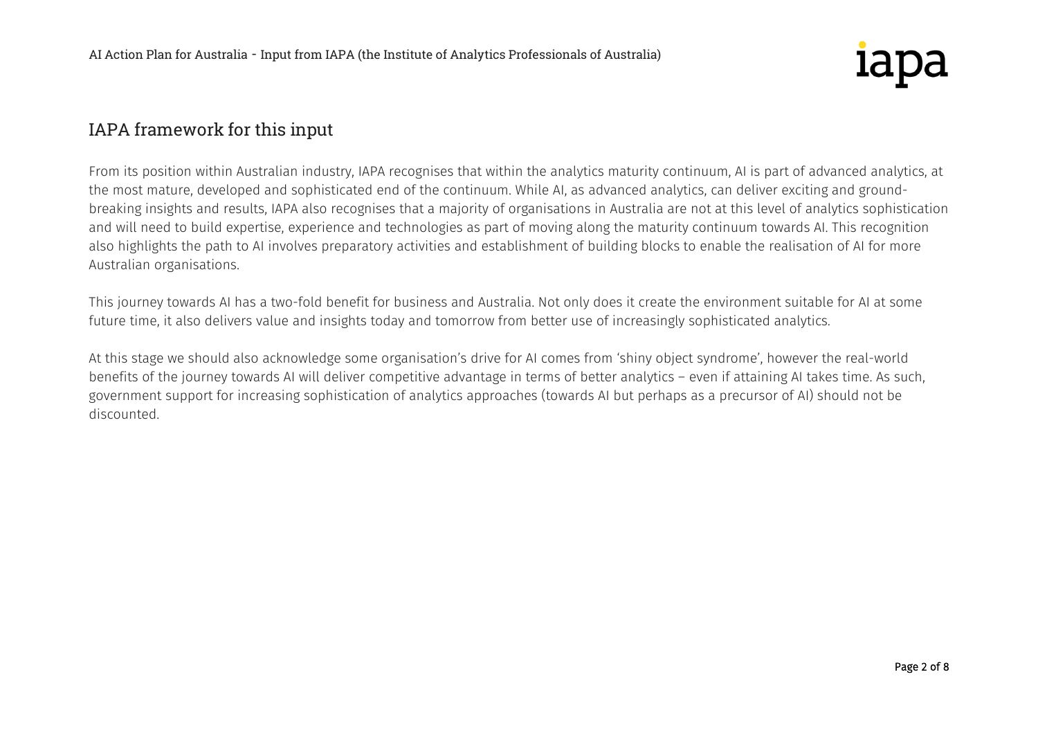## IAPA framework for this input

From its position within Australian industry, IAPA recognises that within the analytics maturity continuum, AI is part of advanced analytics, at the most mature, developed and sophisticated end of the continuum. While AI, as advanced analytics, can deliver exciting and ground-breaking insights and results, IAPA also recognises that a majority of organisations in Australia are not at this level of analytics sophistication and will need to build expertise, experience and technologies as part of moving along the maturity continuum towards AI. This recognition also highlights the path to AI involves preparatory activities and establishment of building blocks to enable the realisation of AI for more Australian organisations.

This journey towards AI has a two-fold benefit for business and Australia. Not only does it create the environment suitable for AI at some future time, it also delivers value and insights today and tomorrow from better use of increasingly sophisticated analytics.

At this stage we should also acknowledge some organisation's drive for AI comes from 'shiny object syndrome', however the real-world benefits of the journey towards AI will deliver competitive advantage in terms of better analytics – even if attaining AI takes time. As such, government support for increasing sophistication of analytics approaches (towards AI but perhaps as a precursor of AI) should not be discounted.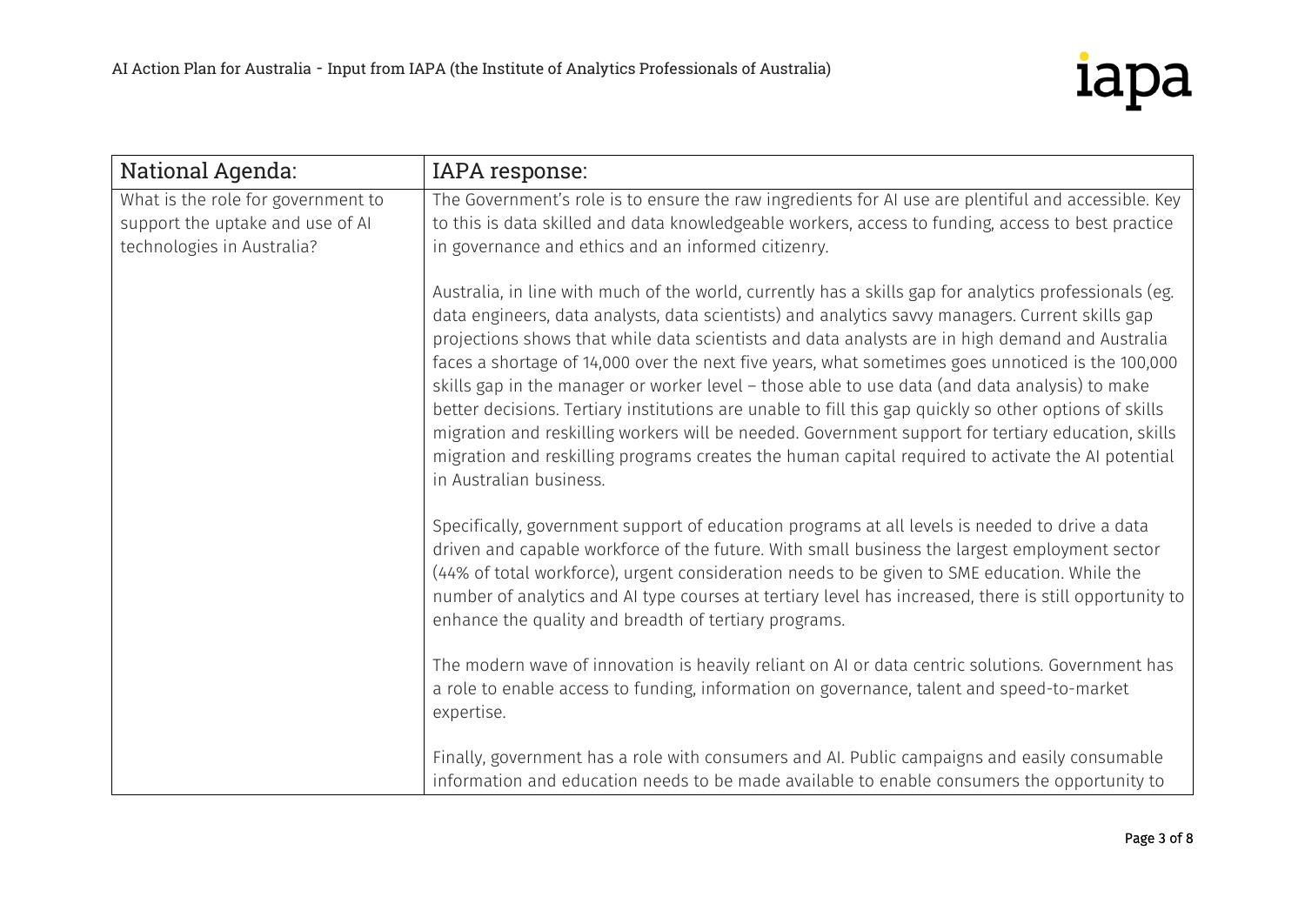| National Agenda: | IAPA response: |
|---|---|
| What is the role for government to support the uptake and use of AI technologies in Australia? | The Government's role is to ensure the raw ingredients for AI use are plentiful and accessible. Key to this is data skilled and data knowledgeable workers, access to funding, access to best practice in governance and ethics and an informed citizenry.<br><br>Australia, in line with much of the world, currently has a skills gap for analytics professionals (eg. data engineers, data analysts, data scientists) and analytics savvy managers. Current skills gap projections shows that while data scientists and data analysts are in high demand and Australia faces a shortage of 14,000 over the next five years, what sometimes goes unnoticed is the 100,000 skills gap in the manager or worker level – those able to use data (and data analysis) to make better decisions. Tertiary institutions are unable to fill this gap quickly so other options of skills migration and reskilling workers will be needed. Government support for tertiary education, skills migration and reskilling programs creates the human capital required to activate the AI potential in Australian business.<br><br>Specifically, government support of education programs at all levels is needed to drive a data driven and capable workforce of the future. With small business the largest employment sector (44% of total workforce), urgent consideration needs to be given to SME education. While the number of analytics and AI type courses at tertiary level has increased, there is still opportunity to enhance the quality and breadth of tertiary programs.<br><br>The modern wave of innovation is heavily reliant on AI or data centric solutions. Government has a role to enable access to funding, information on governance, talent and speed-to-market expertise.<br><br>Finally, government has a role with consumers and AI. Public campaigns and easily consumable information and education needs to be made available to enable consumers the opportunity to |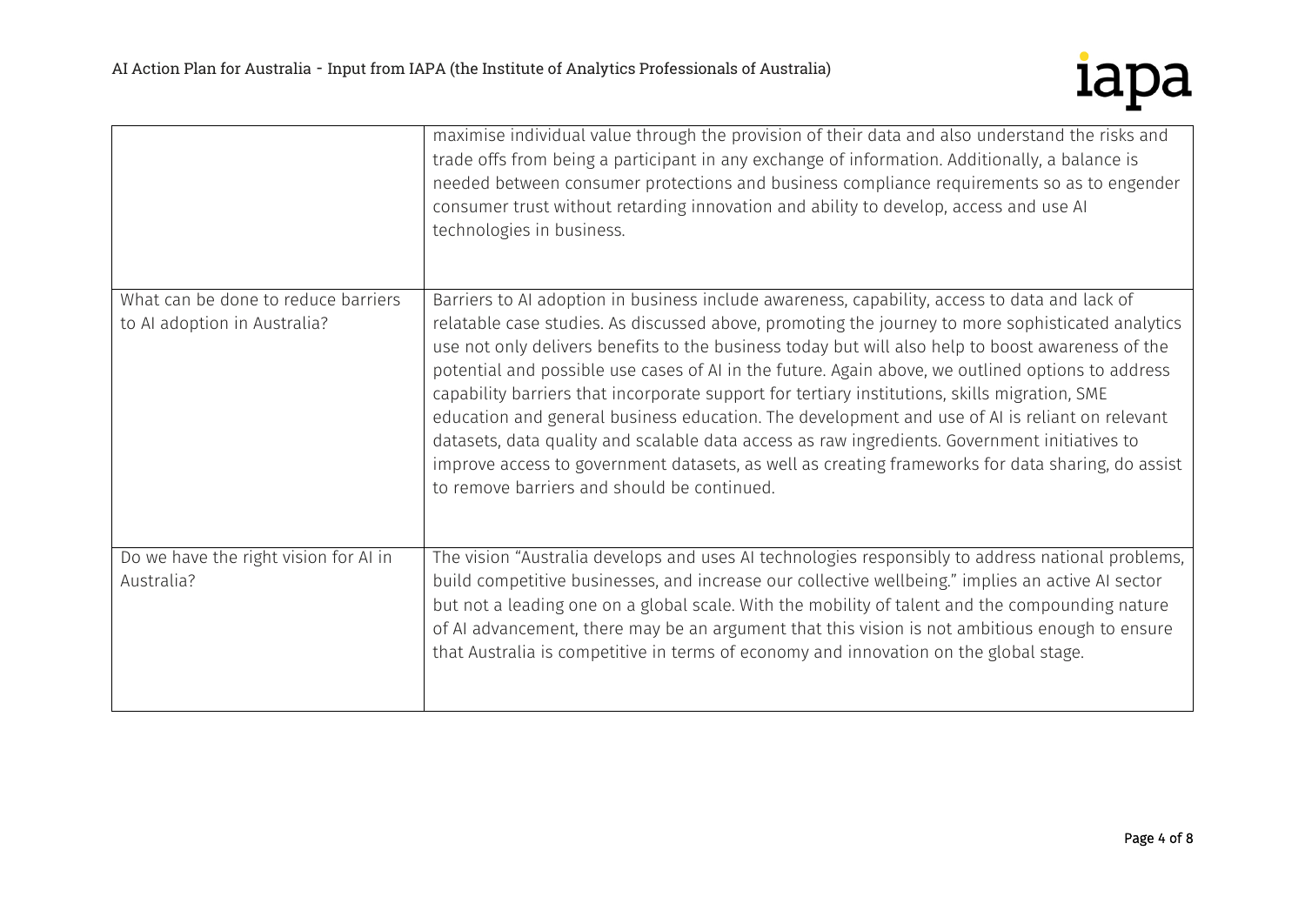| | |
|---|---|
| | maximise individual value through the provision of their data and also understand the risks and trade offs from being a participant in any exchange of information. Additionally, a balance is needed between consumer protections and business compliance requirements so as to engender consumer trust without retarding innovation and ability to develop, access and use AI technologies in business. |
| What can be done to reduce barriers to AI adoption in Australia? | Barriers to AI adoption in business include awareness, capability, access to data and lack of relatable case studies. As discussed above, promoting the journey to more sophisticated analytics use not only delivers benefits to the business today but will also help to boost awareness of the potential and possible use cases of AI in the future. Again above, we outlined options to address capability barriers that incorporate support for tertiary institutions, skills migration, SME education and general business education. The development and use of AI is reliant on relevant datasets, data quality and scalable data access as raw ingredients. Government initiatives to improve access to government datasets, as well as creating frameworks for data sharing, do assist to remove barriers and should be continued. |
| Do we have the right vision for AI in Australia? | The vision "Australia develops and uses AI technologies responsibly to address national problems, build competitive businesses, and increase our collective wellbeing." implies an active AI sector but not a leading one on a global scale. With the mobility of talent and the compounding nature of AI advancement, there may be an argument that this vision is not ambitious enough to ensure that Australia is competitive in terms of economy and innovation on the global stage. |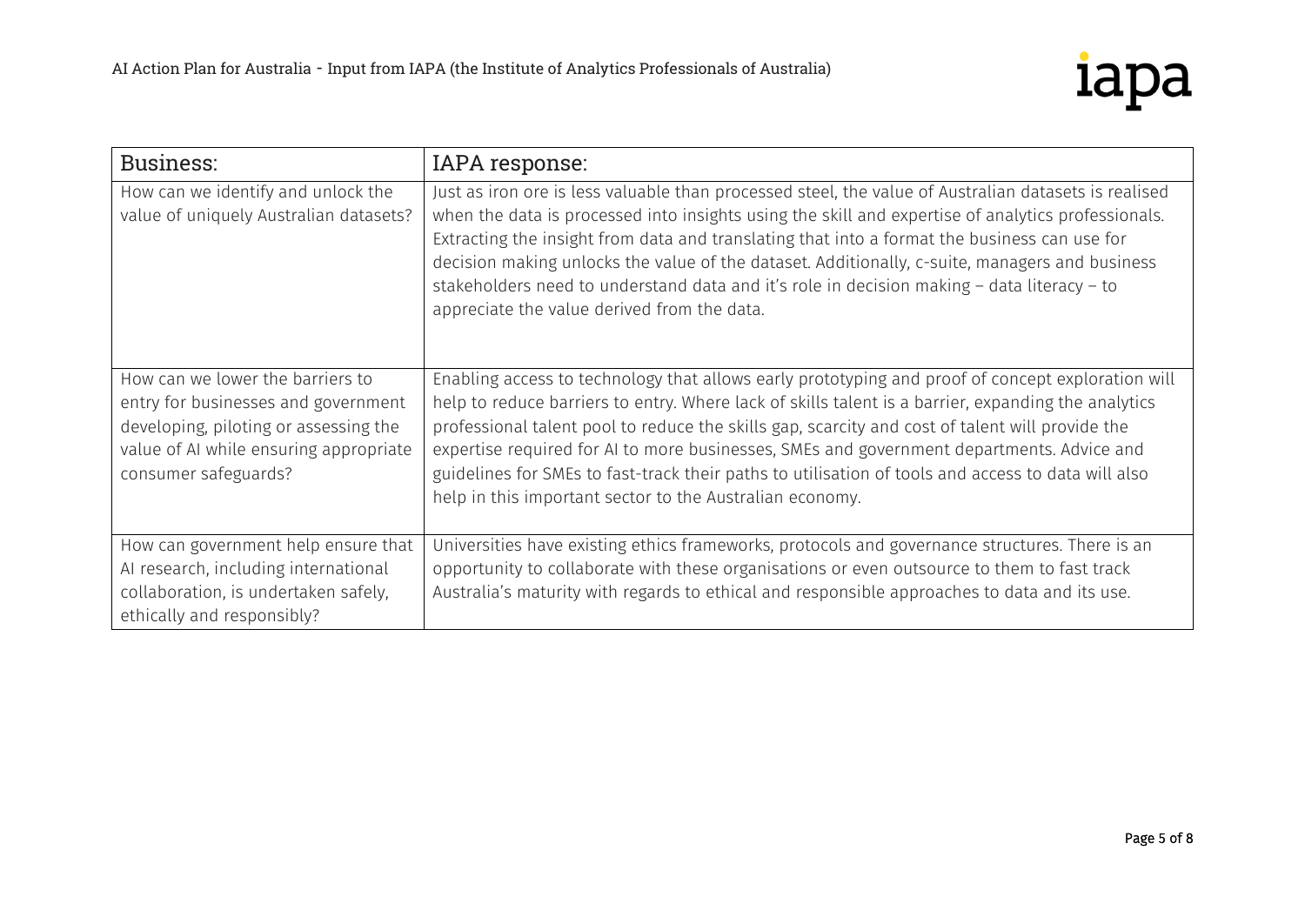| Business: | IAPA response: |
| --- | --- |
| How can we identify and unlock the value of uniquely Australian datasets? | Just as iron ore is less valuable than processed steel, the value of Australian datasets is realised when the data is processed into insights using the skill and expertise of analytics professionals. Extracting the insight from data and translating that into a format the business can use for decision making unlocks the value of the dataset. Additionally, c-suite, managers and business stakeholders need to understand data and it's role in decision making – data literacy – to appreciate the value derived from the data. |
| How can we lower the barriers to entry for businesses and government developing, piloting or assessing the value of AI while ensuring appropriate consumer safeguards? | Enabling access to technology that allows early prototyping and proof of concept exploration will help to reduce barriers to entry. Where lack of skills talent is a barrier, expanding the analytics professional talent pool to reduce the skills gap, scarcity and cost of talent will provide the expertise required for AI to more businesses, SMEs and government departments. Advice and guidelines for SMEs to fast-track their paths to utilisation of tools and access to data will also help in this important sector to the Australian economy. |
| How can government help ensure that AI research, including international collaboration, is undertaken safely, ethically and responsibly? | Universities have existing ethics frameworks, protocols and governance structures. There is an opportunity to collaborate with these organisations or even outsource to them to fast track Australia's maturity with regards to ethical and responsible approaches to data and its use. |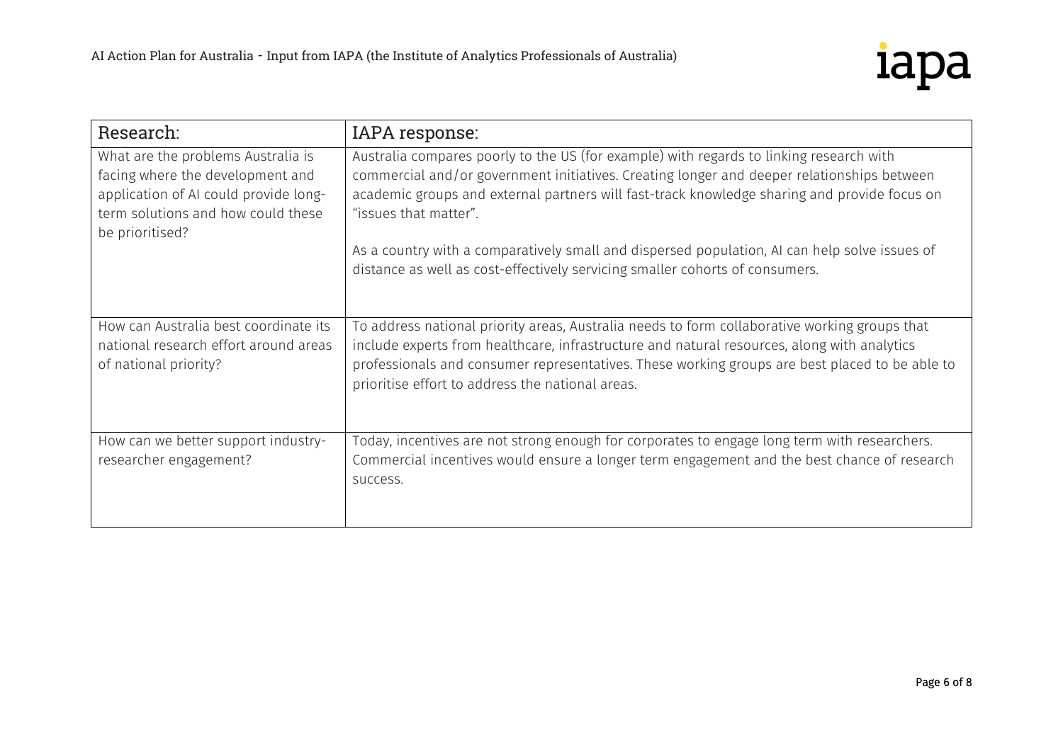| Research: | IAPA response: |
|---|---|
| What are the problems Australia is facing where the development and application of AI could provide long-term solutions and how could these be prioritised? | Australia compares poorly to the US (for example) with regards to linking research with commercial and/or government initiatives. Creating longer and deeper relationships between academic groups and external partners will fast-track knowledge sharing and provide focus on "issues that matter".<br><br>As a country with a comparatively small and dispersed population, AI can help solve issues of distance as well as cost-effectively servicing smaller cohorts of consumers. |
| How can Australia best coordinate its national research effort around areas of national priority? | To address national priority areas, Australia needs to form collaborative working groups that include experts from healthcare, infrastructure and natural resources, along with analytics professionals and consumer representatives. These working groups are best placed to be able to prioritise effort to address the national areas. |
| How can we better support industry-researcher engagement? | Today, incentives are not strong enough for corporates to engage long term with researchers. Commercial incentives would ensure a longer term engagement and the best chance of research success. |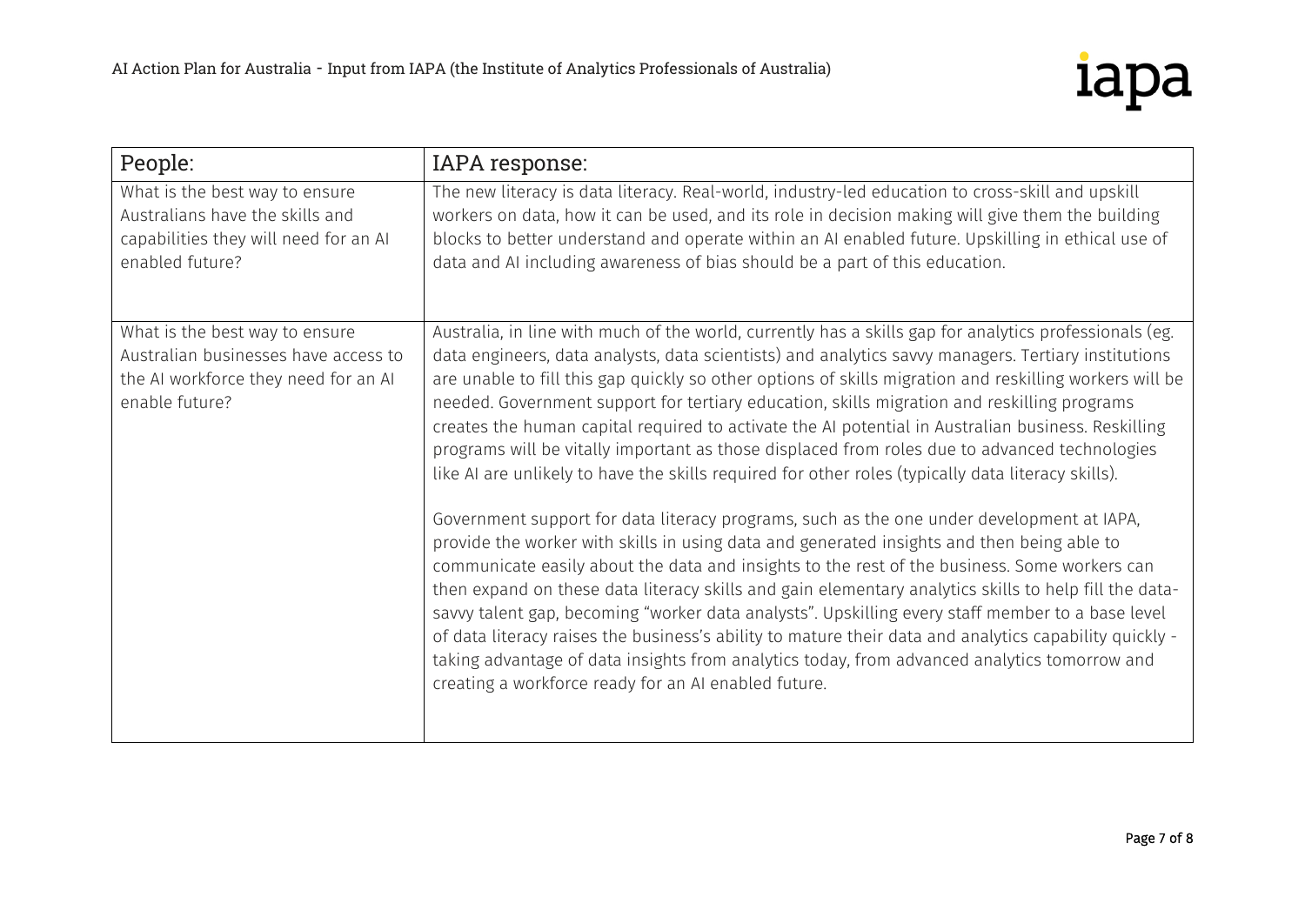| People: | IAPA response: |
| --- | --- |
| What is the best way to ensure Australians have the skills and capabilities they will need for an AI enabled future? | The new literacy is data literacy. Real-world, industry-led education to cross-skill and upskill workers on data, how it can be used, and its role in decision making will give them the building blocks to better understand and operate within an AI enabled future. Upskilling in ethical use of data and AI including awareness of bias should be a part of this education. |
| What is the best way to ensure Australian businesses have access to the AI workforce they need for an AI enable future? | Australia, in line with much of the world, currently has a skills gap for analytics professionals (eg. data engineers, data analysts, data scientists) and analytics savvy managers. Tertiary institutions are unable to fill this gap quickly so other options of skills migration and reskilling workers will be needed. Government support for tertiary education, skills migration and reskilling programs creates the human capital required to activate the AI potential in Australian business. Reskilling programs will be vitally important as those displaced from roles due to advanced technologies like AI are unlikely to have the skills required for other roles (typically data literacy skills).<br><br>Government support for data literacy programs, such as the one under development at IAPA, provide the worker with skills in using data and generated insights and then being able to communicate easily about the data and insights to the rest of the business. Some workers can then expand on these data literacy skills and gain elementary analytics skills to help fill the data-savvy talent gap, becoming "worker data analysts". Upskilling every staff member to a base level of data literacy raises the business's ability to mature their data and analytics capability quickly - taking advantage of data insights from analytics today, from advanced analytics tomorrow and creating a workforce ready for an AI enabled future. |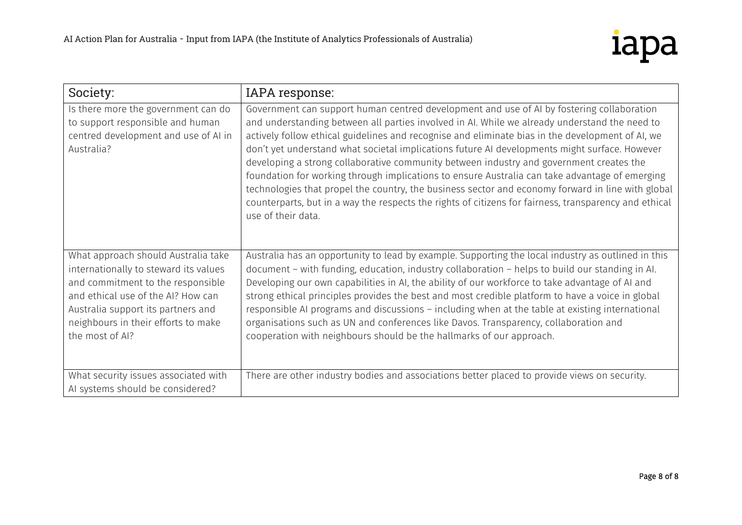| Society: | IAPA response: |
| --- | --- |
| Is there more the government can do to support responsible and human centred development and use of AI in Australia? | Government can support human centred development and use of AI by fostering collaboration and understanding between all parties involved in AI. While we already understand the need to actively follow ethical guidelines and recognise and eliminate bias in the development of AI, we don't yet understand what societal implications future AI developments might surface. However developing a strong collaborative community between industry and government creates the foundation for working through implications to ensure Australia can take advantage of emerging technologies that propel the country, the business sector and economy forward in line with global counterparts, but in a way the respects the rights of citizens for fairness, transparency and ethical use of their data. |
| What approach should Australia take internationally to steward its values and commitment to the responsible and ethical use of the AI? How can Australia support its partners and neighbours in their efforts to make the most of AI? | Australia has an opportunity to lead by example. Supporting the local industry as outlined in this document – with funding, education, industry collaboration – helps to build our standing in AI. Developing our own capabilities in AI, the ability of our workforce to take advantage of AI and strong ethical principles provides the best and most credible platform to have a voice in global responsible AI programs and discussions – including when at the table at existing international organisations such as UN and conferences like Davos. Transparency, collaboration and cooperation with neighbours should be the hallmarks of our approach. |
| What security issues associated with AI systems should be considered? | There are other industry bodies and associations better placed to provide views on security. |